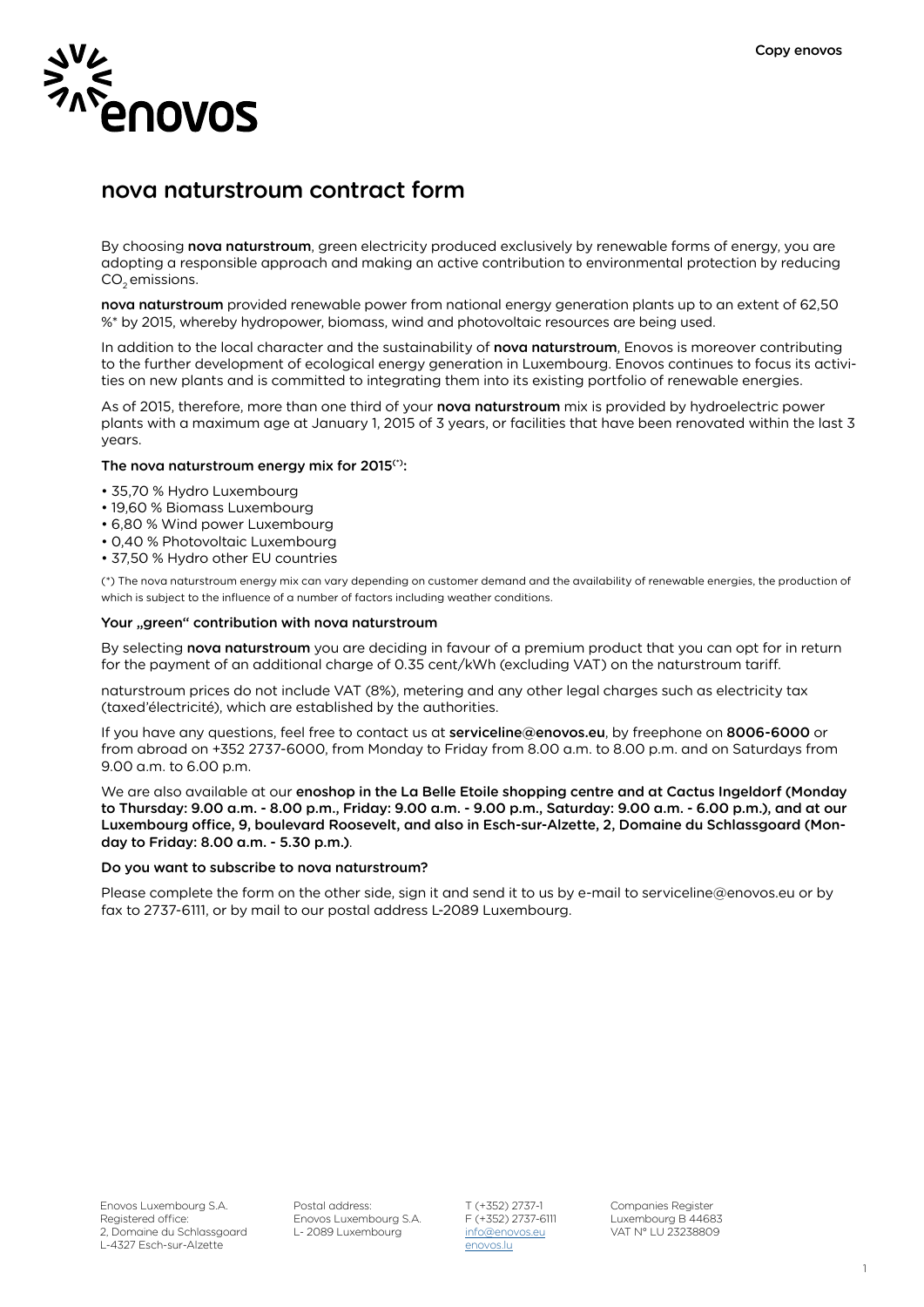Copy enovos

enovos

# nova naturstroum contract form

By choosing **nova naturstroum**, green electricity produced exclusively by renewable forms of energy, you are adopting a responsible approach and making an active contribution to environmental protection by reducing $CO_2$ emissions.

**nova naturstroum** provided renewable power from national energy generation plants up to an extent of 62,50 %* by 2015, whereby hydropower, biomass, wind and photovoltaic resources are being used.

In addition to the local character and the sustainability of **nova naturstroum**, Enovos is moreover contributing to the further development of ecological energy generation in Luxembourg. Enovos continues to focus its activities on new plants and is committed to integrating them into its existing portfolio of renewable energies.

As of 2015, therefore, more than one third of your **nova naturstroum** mix is provided by hydroelectric power plants with a maximum age at January 1, 2015 of 3 years, or facilities that have been renovated within the last 3 years.

**The nova naturstroum energy mix for 2015(*):**

- 35,70 % Hydro Luxembourg
- 19,60 % Biomass Luxembourg
- 6,80 % Wind power Luxembourg
- 0,40 % Photovoltaic Luxembourg
- 37,50 % Hydro other EU countries

(*) The nova naturstroum energy mix can vary depending on customer demand and the availability of renewable energies, the production of which is subject to the influence of a number of factors including weather conditions.

**Your „green" contribution with nova naturstroum**

By selecting **nova naturstroum** you are deciding in favour of a premium product that you can opt for in return for the payment of an additional charge of 0.35 cent/kWh (excluding VAT) on the naturstroum tariff.

naturstroum prices do not include VAT (8%), metering and any other legal charges such as electricity tax (taxed'électricité), which are established by the authorities.

If you have any questions, feel free to contact us at **serviceline@enovos.eu**, by freephone on **8006-6000** or from abroad on +352 2737-6000, from Monday to Friday from 8.00 a.m. to 8.00 p.m. and on Saturdays from 9.00 a.m. to 6.00 p.m.

We are also available at our **enoshop in the La Belle Etoile shopping centre and at Cactus Ingeldorf (Monday to Thursday: 9.00 a.m. - 8.00 p.m., Friday: 9.00 a.m. - 9.00 p.m., Saturday: 9.00 a.m. - 6.00 p.m.), and at our Luxembourg office, 9, boulevard Roosevelt, and also in Esch-sur-Alzette, 2, Domaine du Schlassgoard (Monday to Friday: 8.00 a.m. - 5.30 p.m.)**.

**Do you want to subscribe to nova naturstroum?**

Please complete the form on the other side, sign it and send it to us by e-mail to serviceline@enovos.eu or by fax to 2737-6111, or by mail to our postal address L-2089 Luxembourg.

Enovos Luxembourg S.A.
Registered office:
2, Domaine du Schlassgoard
L-4327 Esch-sur-Alzette

Postal address:
Enovos Luxembourg S.A.
L- 2089 Luxembourg

T (+352) 2737-1
F (+352) 2737-6111
info@enovos.eu
enovos.lu

Companies Register
Luxembourg B 44683
VAT N° LU 23238809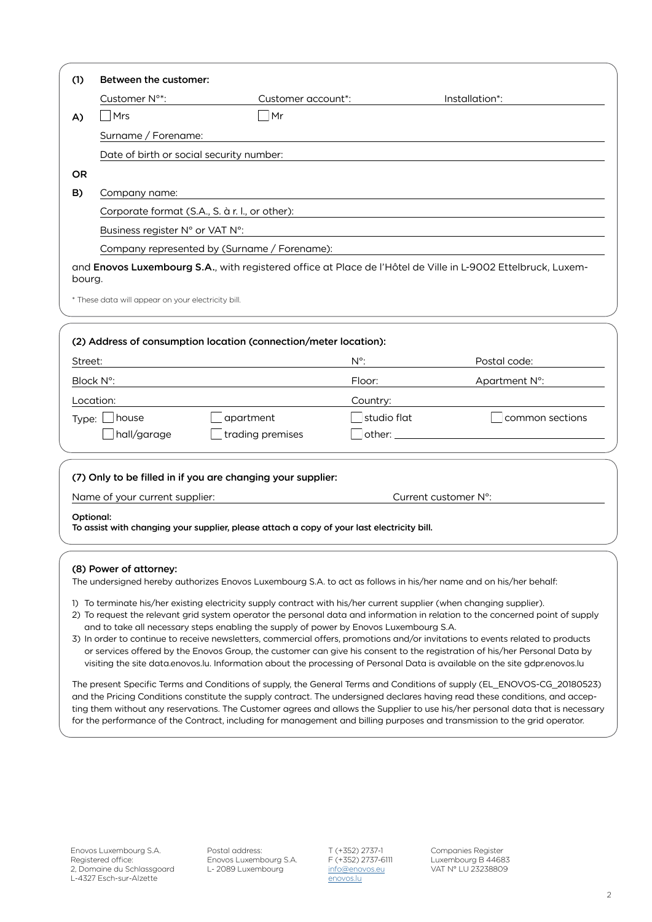**(1) Between the customer:**

Customer N°*: Customer account*: Installation*:

**A)** ☐ Mrs ☐ Mr

Surname / Forename:

Date of birth or social security number:

**OR**

**B)** Company name:

Corporate format (S.A., S. à r. l., or other):

Business register N° or VAT N°:

Company represented by (Surname / Forename):

and **Enovos Luxembourg S.A.**, with registered office at Place de l'Hôtel de Ville in L-9002 Ettelbruck, Luxembourg.

* These data will appear on your electricity bill.

**(2) Address of consumption location (connection/meter location):**

Street: N°: Postal code:

Block N°: Floor: Apartment N°:

Location: Country:

Type: ☐ house ☐ apartment ☐ studio flat ☐ common sections

☐ hall/garage ☐ trading premises ☐ other:

**(7) Only to be filled in if you are changing your supplier:**

Name of your current supplier: Current customer N°:

**Optional:**
**To assist with changing your supplier, please attach a copy of your last electricity bill.**

**(8) Power of attorney:**

The undersigned hereby authorizes Enovos Luxembourg S.A. to act as follows in his/her name and on his/her behalf:

1) To terminate his/her existing electricity supply contract with his/her current supplier (when changing supplier).
2) To request the relevant grid system operator the personal data and information in relation to the concerned point of supply and to take all necessary steps enabling the supply of power by Enovos Luxembourg S.A.
3) In order to continue to receive newsletters, commercial offers, promotions and/or invitations to events related to products or services offered by the Enovos Group, the customer can give his consent to the registration of his/her Personal Data by visiting the site data.enovos.lu. Information about the processing of Personal Data is available on the site gdpr.enovos.lu

The present Specific Terms and Conditions of supply, the General Terms and Conditions of supply (EL_ENOVOS-CG_20180523) and the Pricing Conditions constitute the supply contract. The undersigned declares having read these conditions, and accepting them without any reservations. The Customer agrees and allows the Supplier to use his/her personal data that is necessary for the performance of the Contract, including for management and billing purposes and transmission to the grid operator.

Enovos Luxembourg S.A.
Registered office:
2, Domaine du Schlassgoard
L-4327 Esch-sur-Alzette

Postal address:
Enovos Luxembourg S.A.
L- 2089 Luxembourg

T (+352) 2737-1
F (+352) 2737-6111
info@enovos.eu
enovos.lu

Companies Register
Luxembourg B 44683
VAT N° LU 23238809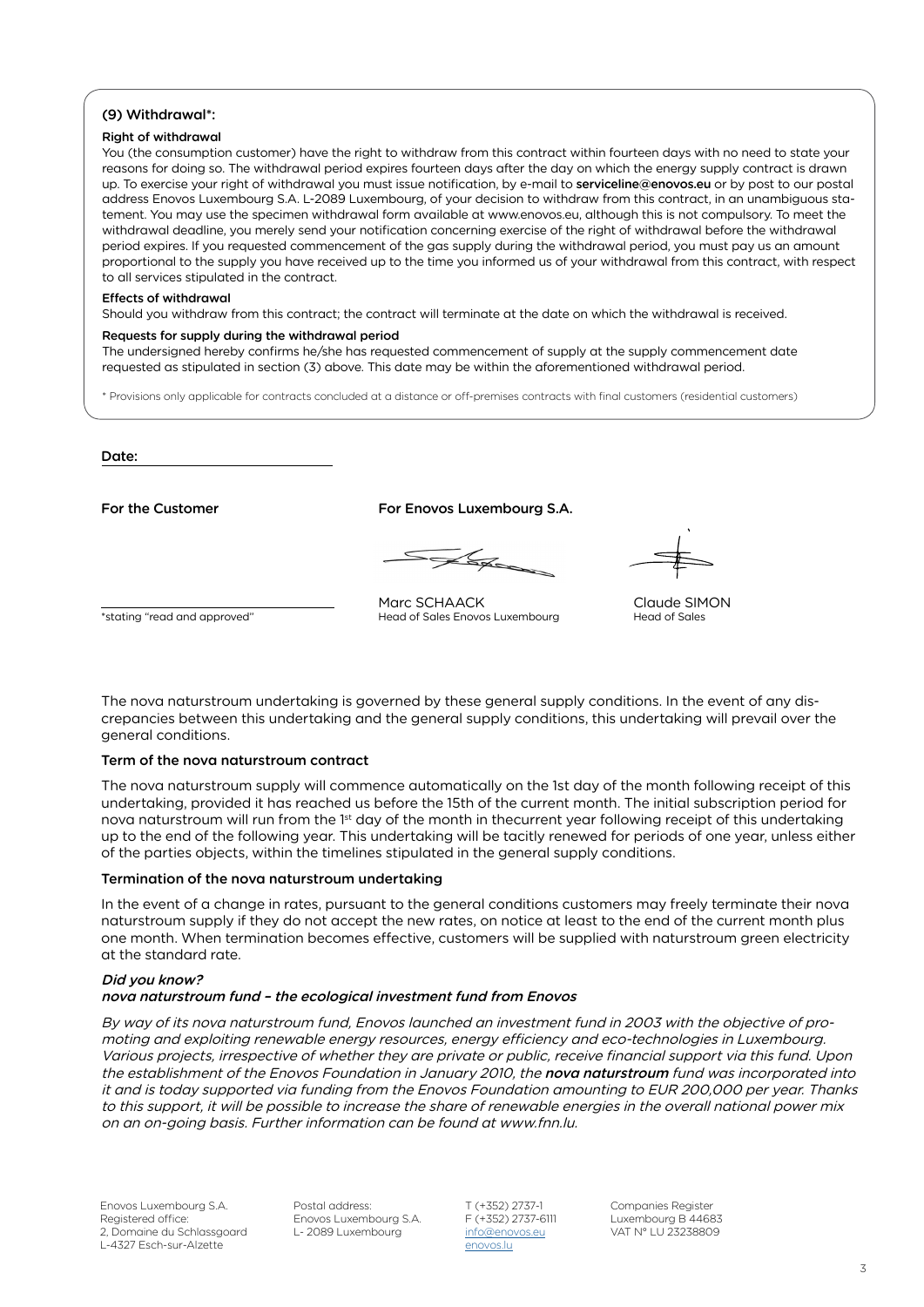### (9) Withdrawal*:

**Right of withdrawal**

You (the consumption customer) have the right to withdraw from this contract within fourteen days with no need to state your reasons for doing so. The withdrawal period expires fourteen days after the day on which the energy supply contract is drawn up. To exercise your right of withdrawal you must issue notification, by e-mail to **serviceline@enovos.eu** or by post to our postal address Enovos Luxembourg S.A. L-2089 Luxembourg, of your decision to withdraw from this contract, in an unambiguous statement. You may use the specimen withdrawal form available at www.enovos.eu, although this is not compulsory. To meet the withdrawal deadline, you merely send your notification concerning exercise of the right of withdrawal before the withdrawal period expires. If you requested commencement of the gas supply during the withdrawal period, you must pay us an amount proportional to the supply you have received up to the time you informed us of your withdrawal from this contract, with respect to all services stipulated in the contract.

**Effects of withdrawal**

Should you withdraw from this contract; the contract will terminate at the date on which the withdrawal is received.

**Requests for supply during the withdrawal period**

The undersigned hereby confirms he/she has requested commencement of supply at the supply commencement date requested as stipulated in section (3) above. This date may be within the aforementioned withdrawal period.

* Provisions only applicable for contracts concluded at a distance or off-premises contracts with final customers (residential customers)

**Date:** ______________________

**For the Customer**

______________________
*stating "read and approved"

**For Enovos Luxembourg S.A.**

Marc SCHAACK
Head of Sales Enovos Luxembourg

Claude SIMON
Head of Sales

The nova naturstroum undertaking is governed by these general supply conditions. In the event of any discrepancies between this undertaking and the general supply conditions, this undertaking will prevail over the general conditions.

### Term of the nova naturstroum contract

The nova naturstroum supply will commence automatically on the 1st day of the month following receipt of this undertaking, provided it has reached us before the 15th of the current month. The initial subscription period for nova naturstroum will run from the 1st day of the month in thecurrent year following receipt of this undertaking up to the end of the following year. This undertaking will be tacitly renewed for periods of one year, unless either of the parties objects, within the timelines stipulated in the general supply conditions.

### Termination of the nova naturstroum undertaking

In the event of a change in rates, pursuant to the general conditions customers may freely terminate their nova naturstroum supply if they do not accept the new rates, on notice at least to the end of the current month plus one month. When termination becomes effective, customers will be supplied with naturstroum green electricity at the standard rate.

***Did you know?***
***nova naturstroum fund – the ecological investment fund from Enovos***

*By way of its nova naturstroum fund, Enovos launched an investment fund in 2003 with the objective of promoting and exploiting renewable energy resources, energy efficiency and eco-technologies in Luxembourg. Various projects, irrespective of whether they are private or public, receive financial support via this fund. Upon the establishment of the Enovos Foundation in January 2010, the* ***nova naturstroum*** *fund was incorporated into it and is today supported via funding from the Enovos Foundation amounting to EUR 200,000 per year. Thanks to this support, it will be possible to increase the share of renewable energies in the overall national power mix on an on-going basis. Further information can be found at www.fnn.lu.*

Enovos Luxembourg S.A.
Registered office:
2, Domaine du Schlassgoard
L-4327 Esch-sur-Alzette

Postal address:
Enovos Luxembourg S.A.
L- 2089 Luxembourg

T (+352) 2737-1
F (+352) 2737-6111
info@enovos.eu
enovos.lu

Companies Register
Luxembourg B 44683
VAT N° LU 23238809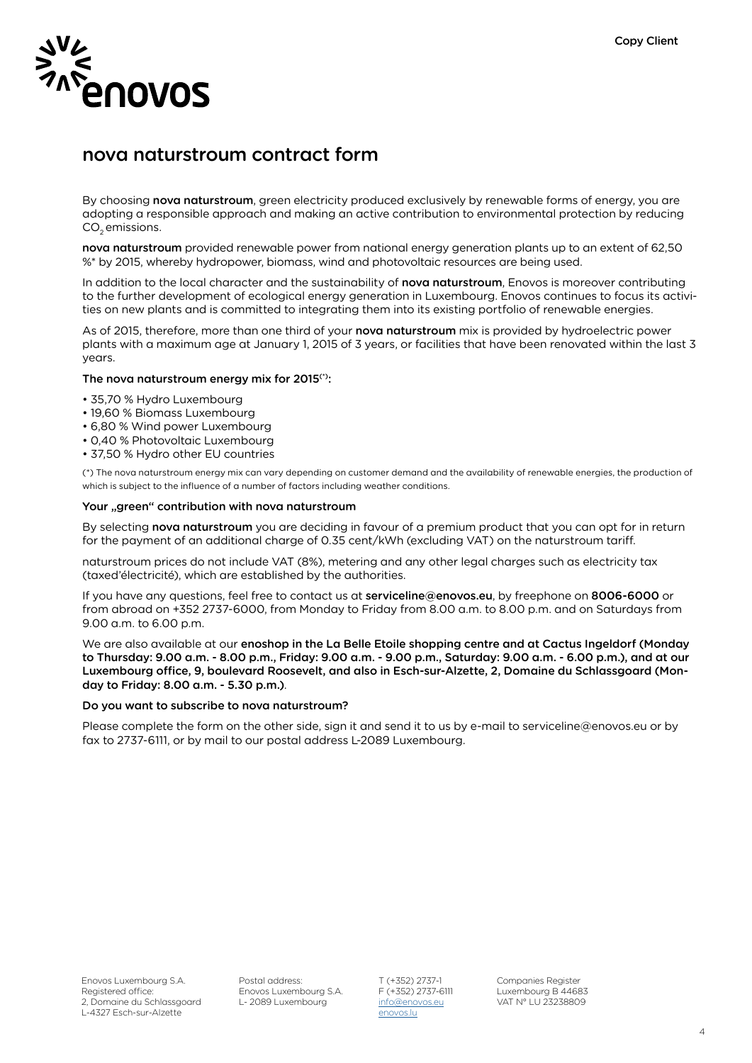Copy Client

# nova naturstroum contract form

By choosing **nova naturstroum**, green electricity produced exclusively by renewable forms of energy, you are adopting a responsible approach and making an active contribution to environmental protection by reducing $CO_2$ emissions.

**nova naturstroum** provided renewable power from national energy generation plants up to an extent of 62,50 %* by 2015, whereby hydropower, biomass, wind and photovoltaic resources are being used.

In addition to the local character and the sustainability of **nova naturstroum**, Enovos is moreover contributing to the further development of ecological energy generation in Luxembourg. Enovos continues to focus its activities on new plants and is committed to integrating them into its existing portfolio of renewable energies.

As of 2015, therefore, more than one third of your **nova naturstroum** mix is provided by hydroelectric power plants with a maximum age at January 1, 2015 of 3 years, or facilities that have been renovated within the last 3 years.

**The nova naturstroum energy mix for 2015(*):**

- 35,70 % Hydro Luxembourg
- 19,60 % Biomass Luxembourg
- 6,80 % Wind power Luxembourg
- 0,40 % Photovoltaic Luxembourg
- 37,50 % Hydro other EU countries

(*) The nova naturstroum energy mix can vary depending on customer demand and the availability of renewable energies, the production of which is subject to the influence of a number of factors including weather conditions.

**Your „green" contribution with nova naturstroum**

By selecting **nova naturstroum** you are deciding in favour of a premium product that you can opt for in return for the payment of an additional charge of 0.35 cent/kWh (excluding VAT) on the naturstroum tariff.

naturstroum prices do not include VAT (8%), metering and any other legal charges such as electricity tax (taxed'électricité), which are established by the authorities.

If you have any questions, feel free to contact us at **serviceline@enovos.eu**, by freephone on **8006-6000** or from abroad on +352 2737-6000, from Monday to Friday from 8.00 a.m. to 8.00 p.m. and on Saturdays from 9.00 a.m. to 6.00 p.m.

We are also available at our **enoshop in the La Belle Etoile shopping centre and at Cactus Ingeldorf (Monday to Thursday: 9.00 a.m. - 8.00 p.m., Friday: 9.00 a.m. - 9.00 p.m., Saturday: 9.00 a.m. - 6.00 p.m.), and at our Luxembourg office, 9, boulevard Roosevelt, and also in Esch-sur-Alzette, 2, Domaine du Schlassgoard (Monday to Friday: 8.00 a.m. - 5.30 p.m.)**.

**Do you want to subscribe to nova naturstroum?**

Please complete the form on the other side, sign it and send it to us by e-mail to serviceline@enovos.eu or by fax to 2737-6111, or by mail to our postal address L-2089 Luxembourg.

Enovos Luxembourg S.A.
Registered office:
2, Domaine du Schlassgoard
L-4327 Esch-sur-Alzette

Postal address:
Enovos Luxembourg S.A.
L- 2089 Luxembourg

T (+352) 2737-1
F (+352) 2737-6111
info@enovos.eu
enovos.lu

Companies Register
Luxembourg B 44683
VAT N° LU 23238809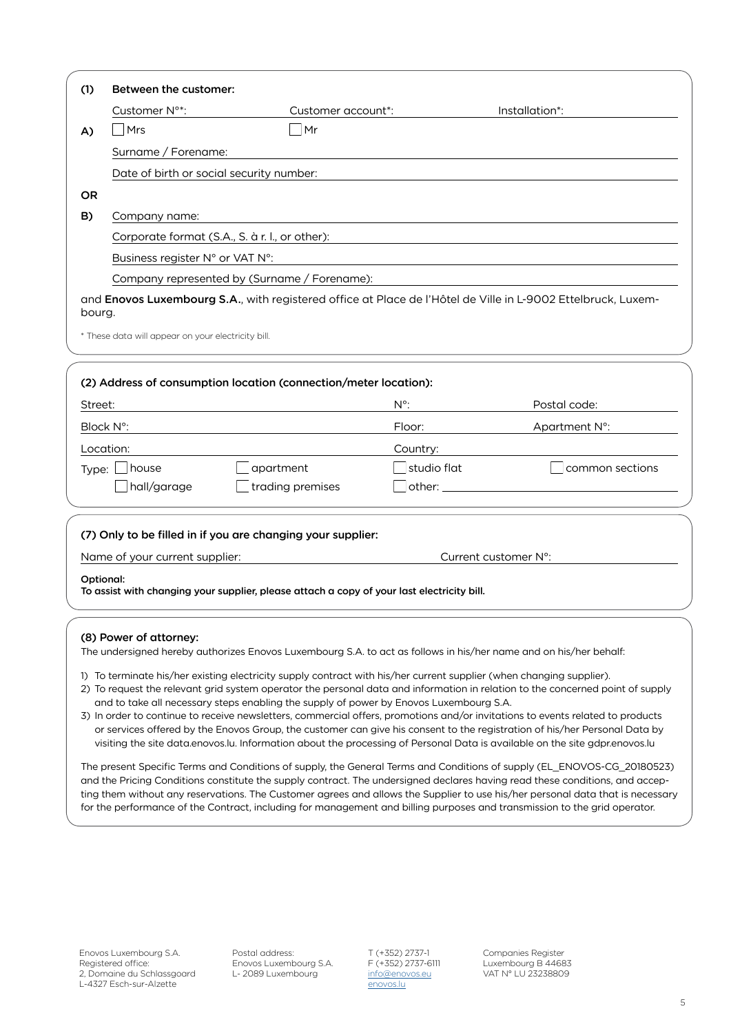**(1) Between the customer:**

Customer N°*: ______ Customer account*: ______ Installation*: ______

**A)** ☐ Mrs ☐ Mr

Surname / Forename: ______

Date of birth or social security number: ______

**OR**

**B)** Company name: ______

Corporate format (S.A., S. à r. l., or other): ______

Business register N° or VAT N°: ______

Company represented by (Surname / Forename): ______

and **Enovos Luxembourg S.A.**, with registered office at Place de l'Hôtel de Ville in L-9002 Ettelbruck, Luxembourg.

* These data will appear on your electricity bill.

**(2) Address of consumption location (connection/meter location):**

Street: ______ N°: ______ Postal code: ______

Block N°: ______ Floor: ______ Apartment N°: ______

Location: ______ Country: ______

Type: ☐ house ☐ apartment ☐ studio flat ☐ common sections

☐ hall/garage ☐ trading premises ☐ other: ______

**(7) Only to be filled in if you are changing your supplier:**

Name of your current supplier: ______ Current customer N°: ______

**Optional:**
**To assist with changing your supplier, please attach a copy of your last electricity bill.**

**(8) Power of attorney:**

The undersigned hereby authorizes Enovos Luxembourg S.A. to act as follows in his/her name and on his/her behalf:

1) To terminate his/her existing electricity supply contract with his/her current supplier (when changing supplier).
2) To request the relevant grid system operator the personal data and information in relation to the concerned point of supply and to take all necessary steps enabling the supply of power by Enovos Luxembourg S.A.
3) In order to continue to receive newsletters, commercial offers, promotions and/or invitations to events related to products or services offered by the Enovos Group, the customer can give his consent to the registration of his/her Personal Data by visiting the site data.enovos.lu. Information about the processing of Personal Data is available on the site gdpr.enovos.lu

The present Specific Terms and Conditions of supply, the General Terms and Conditions of supply (EL_ENOVOS-CG_20180523) and the Pricing Conditions constitute the supply contract. The undersigned declares having read these conditions, and accepting them without any reservations. The Customer agrees and allows the Supplier to use his/her personal data that is necessary for the performance of the Contract, including for management and billing purposes and transmission to the grid operator.

Enovos Luxembourg S.A.
Registered office:
2, Domaine du Schlassgoard
L-4327 Esch-sur-Alzette

Postal address:
Enovos Luxembourg S.A.
L- 2089 Luxembourg

T (+352) 2737-1
F (+352) 2737-6111
info@enovos.eu
enovos.lu

Companies Register
Luxembourg B 44683
VAT N° LU 23238809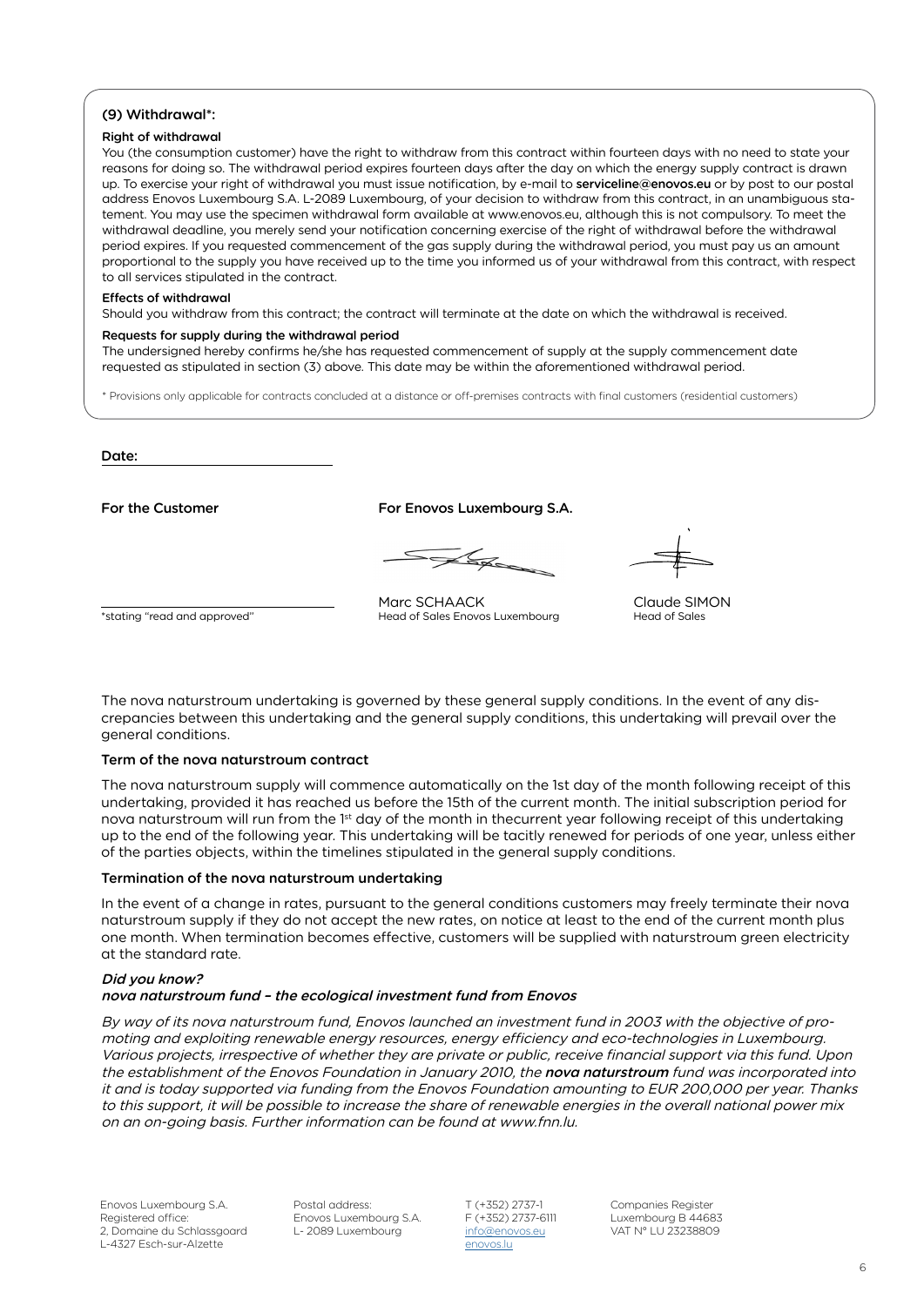### (9) Withdrawal*:

**Right of withdrawal**

You (the consumption customer) have the right to withdraw from this contract within fourteen days with no need to state your reasons for doing so. The withdrawal period expires fourteen days after the day on which the energy supply contract is drawn up. To exercise your right of withdrawal you must issue notification, by e-mail to **serviceline@enovos.eu** or by post to our postal address Enovos Luxembourg S.A. L-2089 Luxembourg, of your decision to withdraw from this contract, in an unambiguous statement. You may use the specimen withdrawal form available at www.enovos.eu, although this is not compulsory. To meet the withdrawal deadline, you merely send your notification concerning exercise of the right of withdrawal before the withdrawal period expires. If you requested commencement of the gas supply during the withdrawal period, you must pay us an amount proportional to the supply you have received up to the time you informed us of your withdrawal from this contract, with respect to all services stipulated in the contract.

**Effects of withdrawal**

Should you withdraw from this contract; the contract will terminate at the date on which the withdrawal is received.

**Requests for supply during the withdrawal period**

The undersigned hereby confirms he/she has requested commencement of supply at the supply commencement date requested as stipulated in section (3) above. This date may be within the aforementioned withdrawal period.

\* Provisions only applicable for contracts concluded at a distance or off-premises contracts with final customers (residential customers)

**Date:** ____________________

**For the Customer**

____________________
*stating "read and approved"

**For Enovos Luxembourg S.A.**

Marc SCHAACK
Head of Sales Enovos Luxembourg

Claude SIMON
Head of Sales

The nova naturstroum undertaking is governed by these general supply conditions. In the event of any discrepancies between this undertaking and the general supply conditions, this undertaking will prevail over the general conditions.

### Term of the nova naturstroum contract

The nova naturstroum supply will commence automatically on the 1st day of the month following receipt of this undertaking, provided it has reached us before the 15th of the current month. The initial subscription period for nova naturstroum will run from the 1st day of the month in thecurrent year following receipt of this undertaking up to the end of the following year. This undertaking will be tacitly renewed for periods of one year, unless either of the parties objects, within the timelines stipulated in the general supply conditions.

### Termination of the nova naturstroum undertaking

In the event of a change in rates, pursuant to the general conditions customers may freely terminate their nova naturstroum supply if they do not accept the new rates, on notice at least to the end of the current month plus one month. When termination becomes effective, customers will be supplied with naturstroum green electricity at the standard rate.

***Did you know?***
***nova naturstroum fund – the ecological investment fund from Enovos***

*By way of its nova naturstroum fund, Enovos launched an investment fund in 2003 with the objective of promoting and exploiting renewable energy resources, energy efficiency and eco-technologies in Luxembourg. Various projects, irrespective of whether they are private or public, receive financial support via this fund. Upon the establishment of the Enovos Foundation in January 2010, the **nova naturstroum** fund was incorporated into it and is today supported via funding from the Enovos Foundation amounting to EUR 200,000 per year. Thanks to this support, it will be possible to increase the share of renewable energies in the overall national power mix on an on-going basis. Further information can be found at www.fnn.lu.*

Enovos Luxembourg S.A.
Registered office:
2, Domaine du Schlassgoard
L-4327 Esch-sur-Alzette

Postal address:
Enovos Luxembourg S.A.
L- 2089 Luxembourg

T (+352) 2737-1
F (+352) 2737-6111
info@enovos.eu
enovos.lu

Companies Register
Luxembourg B 44683
VAT N° LU 23238809